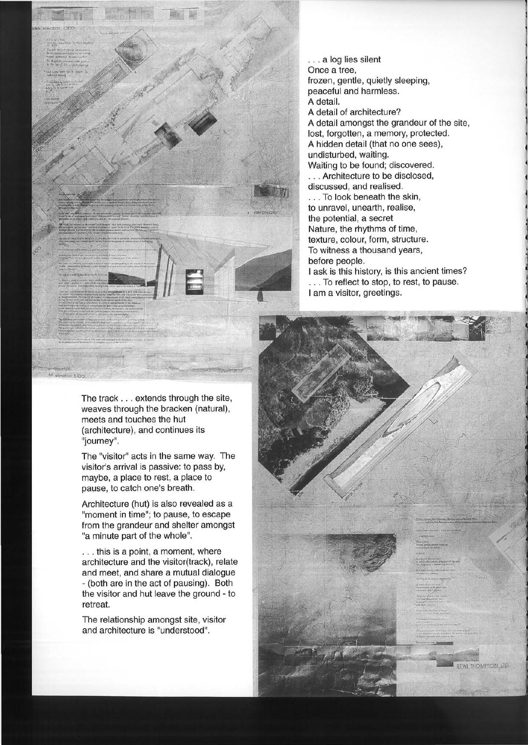. . . a log lies silent
Once a tree,
frozen, gentle, quietly sleeping,
peaceful and harmless.
A detail.
A detail of architecture?
A detail amongst the grandeur of the site,
lost, forgotten, a memory, protected.
A hidden detail (that no one sees),
undisturbed, waiting.
Waiting to be found; discovered.
. . . Architecture to be disclosed,
discussed, and realised.
. . . To look beneath the skin,
to unravel, unearth, realise,
the potential, a secret
Nature, the rhythms of time,
texture, colour, form, structure.
To witness a thousand years,
before people.
I ask is this history, is this ancient times?
. . . To reflect to stop, to rest, to pause.
I am a visitor, greetings.

The track . . . extends through the site, weaves through the bracken (natural), meets and touches the hut (architecture), and continues its "journey".

The "visitor" acts in the same way. The visitor's arrival is passive: to pass by, maybe, a place to rest, a place to pause, to catch one's breath.

Architecture (hut) is also revealed as a "moment in time"; to pause, to escape from the grandeur and shelter amongst "a minute part of the whole".

. . . this is a point, a moment, where architecture and the visitor(track), relate and meet, and share a mutual dialogue - (both are in the act of pausing). Both the visitor and hut leave the ground - to retreat.

The relationship amongst site, visitor and architecture is "understood".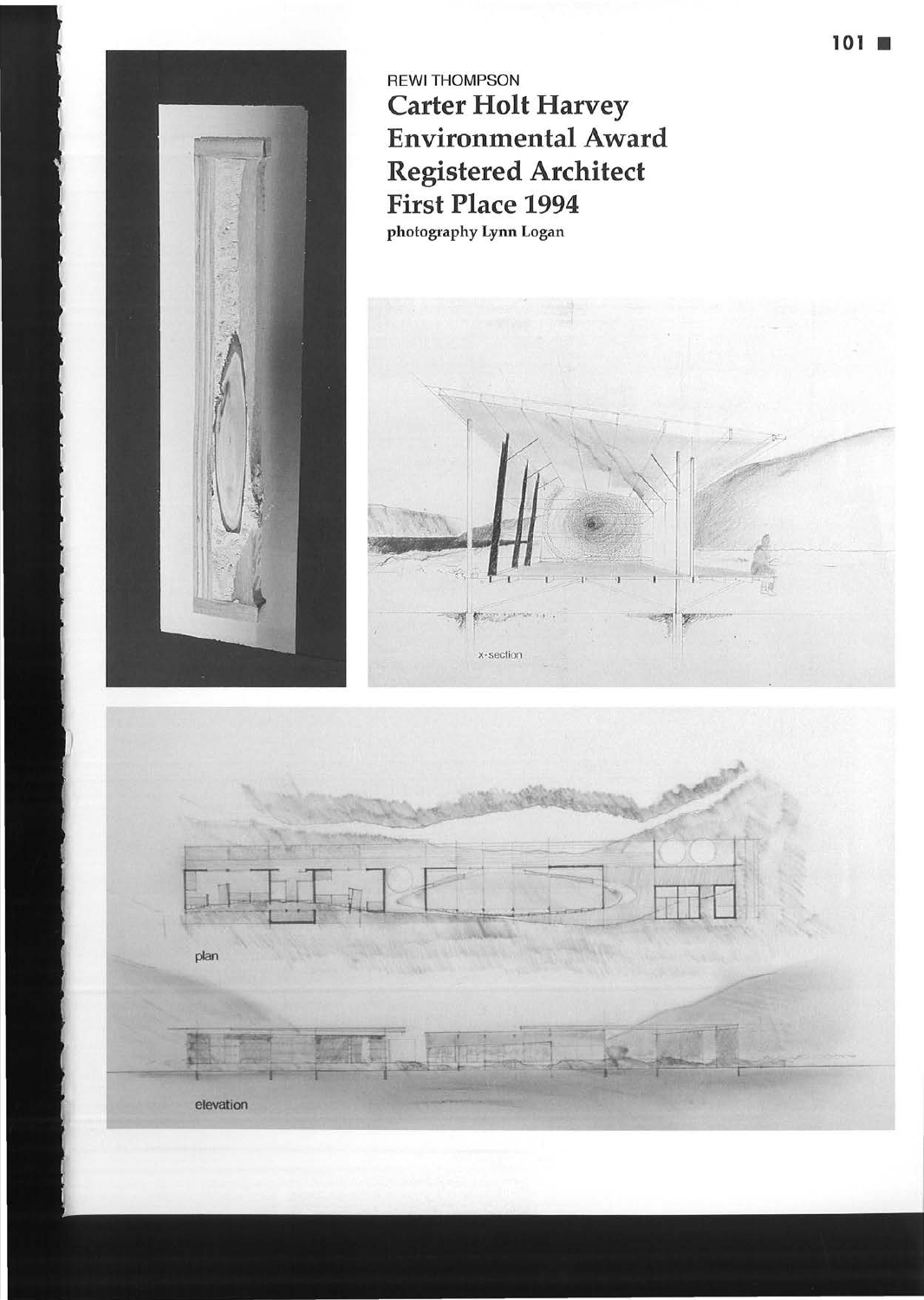REWI THOMPSON

## Carter Holt Harvey Environmental Award Registered Architect First Place 1994

**photography Lynn Logan**

x-section

plan

elevation